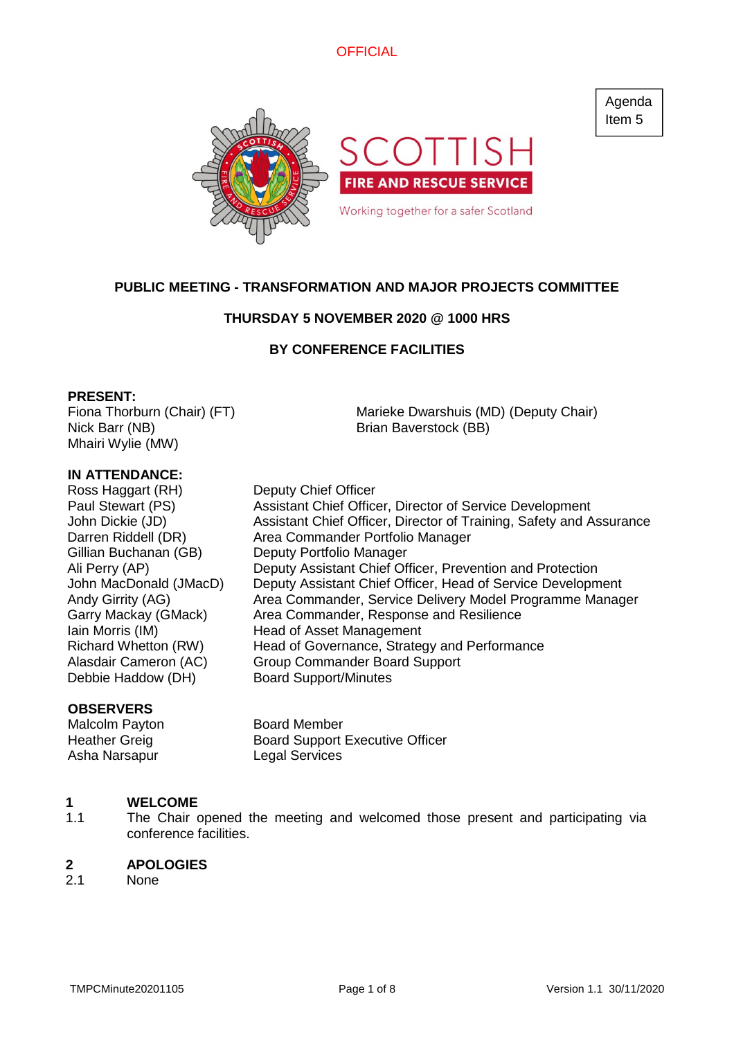OFFICIAL

Agenda Item 5

SCOTTISH FIRE AND RESCUE SERVICE

Working together for a safer Scotland

# PUBLIC MEETING - TRANSFORMATION AND MAJOR PROJECTS COMMITTEE

## THURSDAY 5 NOVEMBER 2020 @ 1000 HRS

## BY CONFERENCE FACILITIES

**PRESENT:**

Fiona Thorburn (Chair) (FT)
Nick Barr (NB)
Mhairi Wylie (MW)
Marieke Dwarshuis (MD) (Deputy Chair)
Brian Baverstock (BB)

**IN ATTENDANCE:**

| | |
|---|---|
| Ross Haggart (RH) | Deputy Chief Officer |
| Paul Stewart (PS) | Assistant Chief Officer, Director of Service Development |
| John Dickie (JD) | Assistant Chief Officer, Director of Training, Safety and Assurance |
| Darren Riddell (DR) | Area Commander Portfolio Manager |
| Gillian Buchanan (GB) | Deputy Portfolio Manager |
| Ali Perry (AP) | Deputy Assistant Chief Officer, Prevention and Protection |
| John MacDonald (JMacD) | Deputy Assistant Chief Officer, Head of Service Development |
| Andy Girrity (AG) | Area Commander, Service Delivery Model Programme Manager |
| Garry Mackay (GMack) | Area Commander, Response and Resilience |
| Iain Morris (IM) | Head of Asset Management |
| Richard Whetton (RW) | Head of Governance, Strategy and Performance |
| Alasdair Cameron (AC) | Group Commander Board Support |
| Debbie Haddow (DH) | Board Support/Minutes |

**OBSERVERS**

| | |
|---|---|
| Malcolm Payton | Board Member |
| Heather Greig | Board Support Executive Officer |
| Asha Narsapur | Legal Services |

**1 WELCOME**

1.1 The Chair opened the meeting and welcomed those present and participating via conference facilities.

**2 APOLOGIES**

2.1 None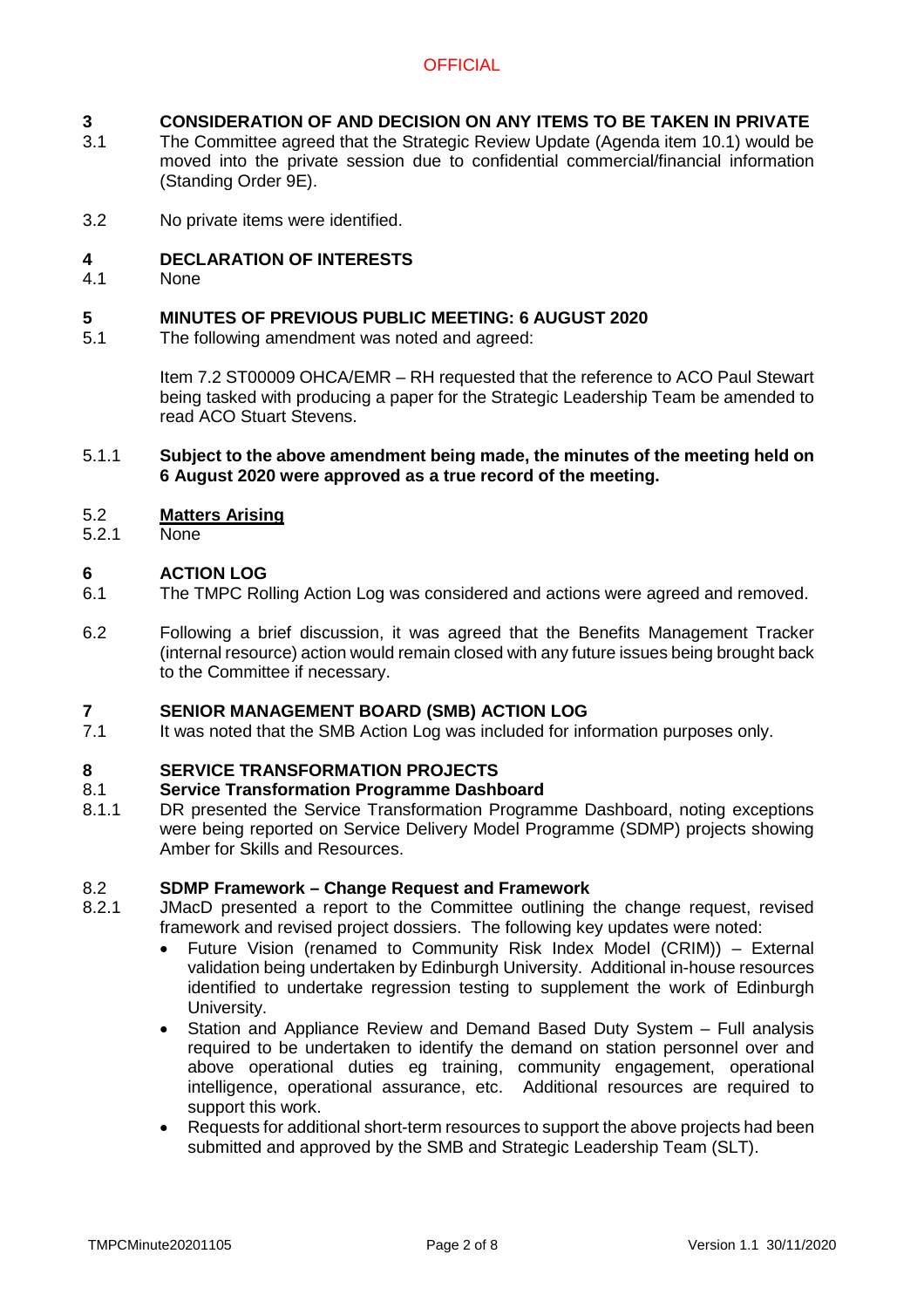**3 CONSIDERATION OF AND DECISION ON ANY ITEMS TO BE TAKEN IN PRIVATE**

3.1 The Committee agreed that the Strategic Review Update (Agenda item 10.1) would be moved into the private session due to confidential commercial/financial information (Standing Order 9E).

3.2 No private items were identified.

**4 DECLARATION OF INTERESTS**

4.1 None

**5 MINUTES OF PREVIOUS PUBLIC MEETING: 6 AUGUST 2020**

5.1 The following amendment was noted and agreed:

Item 7.2 ST00009 OHCA/EMR – RH requested that the reference to ACO Paul Stewart being tasked with producing a paper for the Strategic Leadership Team be amended to read ACO Stuart Stevens.

5.1.1 **Subject to the above amendment being made, the minutes of the meeting held on 6 August 2020 were approved as a true record of the meeting.**

5.2 **Matters Arising**

5.2.1 None

**6 ACTION LOG**

6.1 The TMPC Rolling Action Log was considered and actions were agreed and removed.

6.2 Following a brief discussion, it was agreed that the Benefits Management Tracker (internal resource) action would remain closed with any future issues being brought back to the Committee if necessary.

**7 SENIOR MANAGEMENT BOARD (SMB) ACTION LOG**

7.1 It was noted that the SMB Action Log was included for information purposes only.

**8 SERVICE TRANSFORMATION PROJECTS**

8.1 **Service Transformation Programme Dashboard**

8.1.1 DR presented the Service Transformation Programme Dashboard, noting exceptions were being reported on Service Delivery Model Programme (SDMP) projects showing Amber for Skills and Resources.

8.2 **SDMP Framework – Change Request and Framework**

8.2.1 JMacD presented a report to the Committee outlining the change request, revised framework and revised project dossiers. The following key updates were noted:

- Future Vision (renamed to Community Risk Index Model (CRIM)) – External validation being undertaken by Edinburgh University. Additional in-house resources identified to undertake regression testing to supplement the work of Edinburgh University.
- Station and Appliance Review and Demand Based Duty System – Full analysis required to be undertaken to identify the demand on station personnel over and above operational duties eg training, community engagement, operational intelligence, operational assurance, etc. Additional resources are required to support this work.
- Requests for additional short-term resources to support the above projects had been submitted and approved by the SMB and Strategic Leadership Team (SLT).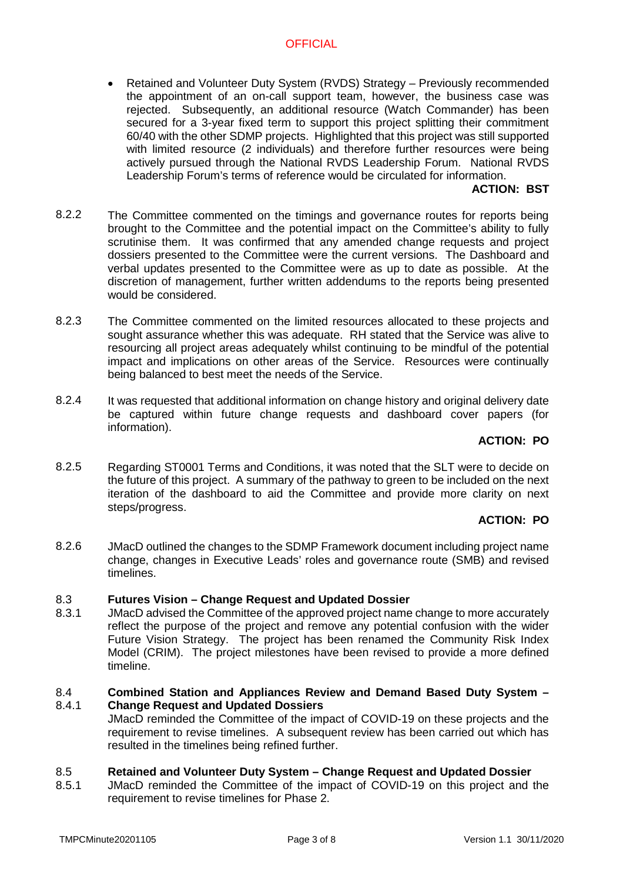- Retained and Volunteer Duty System (RVDS) Strategy – Previously recommended the appointment of an on-call support team, however, the business case was rejected. Subsequently, an additional resource (Watch Commander) has been secured for a 3-year fixed term to support this project splitting their commitment 60/40 with the other SDMP projects. Highlighted that this project was still supported with limited resource (2 individuals) and therefore further resources were being actively pursued through the National RVDS Leadership Forum. National RVDS Leadership Forum's terms of reference would be circulated for information.

**ACTION: BST**

8.2.2 The Committee commented on the timings and governance routes for reports being brought to the Committee and the potential impact on the Committee's ability to fully scrutinise them. It was confirmed that any amended change requests and project dossiers presented to the Committee were the current versions. The Dashboard and verbal updates presented to the Committee were as up to date as possible. At the discretion of management, further written addendums to the reports being presented would be considered.

8.2.3 The Committee commented on the limited resources allocated to these projects and sought assurance whether this was adequate. RH stated that the Service was alive to resourcing all project areas adequately whilst continuing to be mindful of the potential impact and implications on other areas of the Service. Resources were continually being balanced to best meet the needs of the Service.

8.2.4 It was requested that additional information on change history and original delivery date be captured within future change requests and dashboard cover papers (for information).

**ACTION: PO**

8.2.5 Regarding ST0001 Terms and Conditions, it was noted that the SLT were to decide on the future of this project. A summary of the pathway to green to be included on the next iteration of the dashboard to aid the Committee and provide more clarity on next steps/progress.

**ACTION: PO**

8.2.6 JMacD outlined the changes to the SDMP Framework document including project name change, changes in Executive Leads' roles and governance route (SMB) and revised timelines.

**8.3 Futures Vision – Change Request and Updated Dossier**

8.3.1 JMacD advised the Committee of the approved project name change to more accurately reflect the purpose of the project and remove any potential confusion with the wider Future Vision Strategy. The project has been renamed the Community Risk Index Model (CRIM). The project milestones have been revised to provide a more defined timeline.

**8.4 Combined Station and Appliances Review and Demand Based Duty System – Change Request and Updated Dossiers**

8.4.1 JMacD reminded the Committee of the impact of COVID-19 on these projects and the requirement to revise timelines. A subsequent review has been carried out which has resulted in the timelines being refined further.

**8.5 Retained and Volunteer Duty System – Change Request and Updated Dossier**

8.5.1 JMacD reminded the Committee of the impact of COVID-19 on this project and the requirement to revise timelines for Phase 2.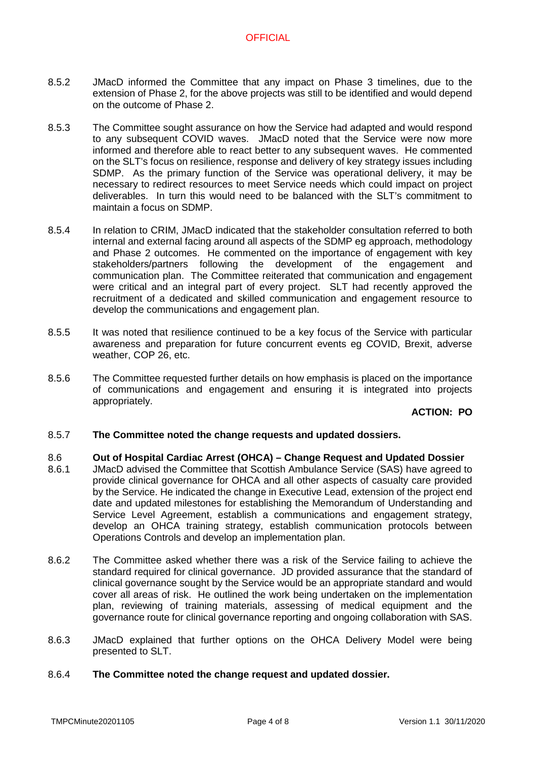8.5.2 JMacD informed the Committee that any impact on Phase 3 timelines, due to the extension of Phase 2, for the above projects was still to be identified and would depend on the outcome of Phase 2.

8.5.3 The Committee sought assurance on how the Service had adapted and would respond to any subsequent COVID waves. JMacD noted that the Service were now more informed and therefore able to react better to any subsequent waves. He commented on the SLT's focus on resilience, response and delivery of key strategy issues including SDMP. As the primary function of the Service was operational delivery, it may be necessary to redirect resources to meet Service needs which could impact on project deliverables. In turn this would need to be balanced with the SLT's commitment to maintain a focus on SDMP.

8.5.4 In relation to CRIM, JMacD indicated that the stakeholder consultation referred to both internal and external facing around all aspects of the SDMP eg approach, methodology and Phase 2 outcomes. He commented on the importance of engagement with key stakeholders/partners following the development of the engagement and communication plan. The Committee reiterated that communication and engagement were critical and an integral part of every project. SLT had recently approved the recruitment of a dedicated and skilled communication and engagement resource to develop the communications and engagement plan.

8.5.5 It was noted that resilience continued to be a key focus of the Service with particular awareness and preparation for future concurrent events eg COVID, Brexit, adverse weather, COP 26, etc.

8.5.6 The Committee requested further details on how emphasis is placed on the importance of communications and engagement and ensuring it is integrated into projects appropriately.

**ACTION: PO**

8.5.7 **The Committee noted the change requests and updated dossiers.**

## 8.6 Out of Hospital Cardiac Arrest (OHCA) – Change Request and Updated Dossier

8.6.1 JMacD advised the Committee that Scottish Ambulance Service (SAS) have agreed to provide clinical governance for OHCA and all other aspects of casualty care provided by the Service. He indicated the change in Executive Lead, extension of the project end date and updated milestones for establishing the Memorandum of Understanding and Service Level Agreement, establish a communications and engagement strategy, develop an OHCA training strategy, establish communication protocols between Operations Controls and develop an implementation plan.

8.6.2 The Committee asked whether there was a risk of the Service failing to achieve the standard required for clinical governance. JD provided assurance that the standard of clinical governance sought by the Service would be an appropriate standard and would cover all areas of risk. He outlined the work being undertaken on the implementation plan, reviewing of training materials, assessing of medical equipment and the governance route for clinical governance reporting and ongoing collaboration with SAS.

8.6.3 JMacD explained that further options on the OHCA Delivery Model were being presented to SLT.

8.6.4 **The Committee noted the change request and updated dossier.**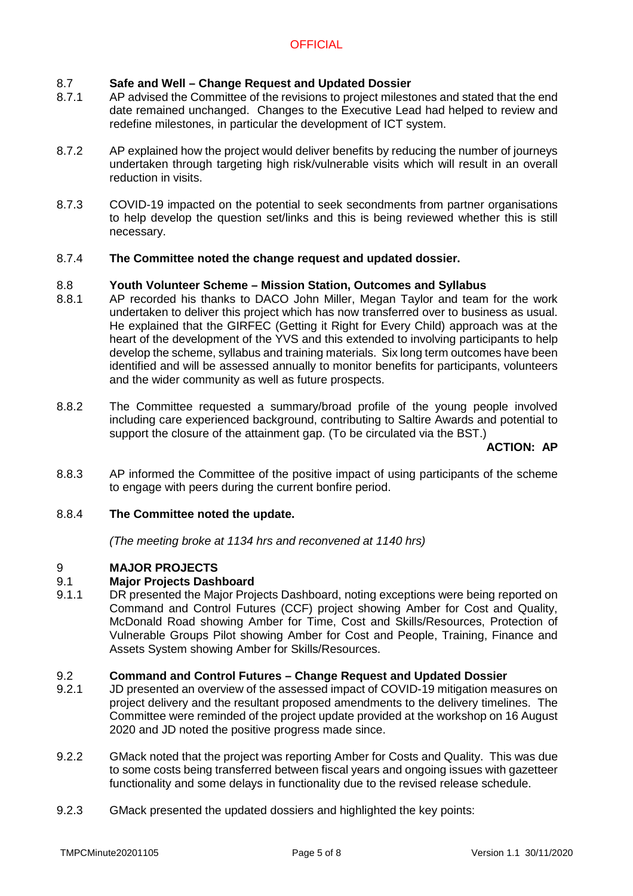OFFICIAL

**8.7 Safe and Well – Change Request and Updated Dossier**

8.7.1 AP advised the Committee of the revisions to project milestones and stated that the end date remained unchanged. Changes to the Executive Lead had helped to review and redefine milestones, in particular the development of ICT system.

8.7.2 AP explained how the project would deliver benefits by reducing the number of journeys undertaken through targeting high risk/vulnerable visits which will result in an overall reduction in visits.

8.7.3 COVID-19 impacted on the potential to seek secondments from partner organisations to help develop the question set/links and this is being reviewed whether this is still necessary.

8.7.4 **The Committee noted the change request and updated dossier.**

**8.8 Youth Volunteer Scheme – Mission Station, Outcomes and Syllabus**

8.8.1 AP recorded his thanks to DACO John Miller, Megan Taylor and team for the work undertaken to deliver this project which has now transferred over to business as usual. He explained that the GIRFEC (Getting it Right for Every Child) approach was at the heart of the development of the YVS and this extended to involving participants to help develop the scheme, syllabus and training materials. Six long term outcomes have been identified and will be assessed annually to monitor benefits for participants, volunteers and the wider community as well as future prospects.

8.8.2 The Committee requested a summary/broad profile of the young people involved including care experienced background, contributing to Saltire Awards and potential to support the closure of the attainment gap. (To be circulated via the BST.)

**ACTION: AP**

8.8.3 AP informed the Committee of the positive impact of using participants of the scheme to engage with peers during the current bonfire period.

8.8.4 **The Committee noted the update.**

*(The meeting broke at 1134 hrs and reconvened at 1140 hrs)*

## 9 MAJOR PROJECTS

**9.1 Major Projects Dashboard**

9.1.1 DR presented the Major Projects Dashboard, noting exceptions were being reported on Command and Control Futures (CCF) project showing Amber for Cost and Quality, McDonald Road showing Amber for Time, Cost and Skills/Resources, Protection of Vulnerable Groups Pilot showing Amber for Cost and People, Training, Finance and Assets System showing Amber for Skills/Resources.

**9.2 Command and Control Futures – Change Request and Updated Dossier**

9.2.1 JD presented an overview of the assessed impact of COVID-19 mitigation measures on project delivery and the resultant proposed amendments to the delivery timelines. The Committee were reminded of the project update provided at the workshop on 16 August 2020 and JD noted the positive progress made since.

9.2.2 GMack noted that the project was reporting Amber for Costs and Quality. This was due to some costs being transferred between fiscal years and ongoing issues with gazetteer functionality and some delays in functionality due to the revised release schedule.

9.2.3 GMack presented the updated dossiers and highlighted the key points: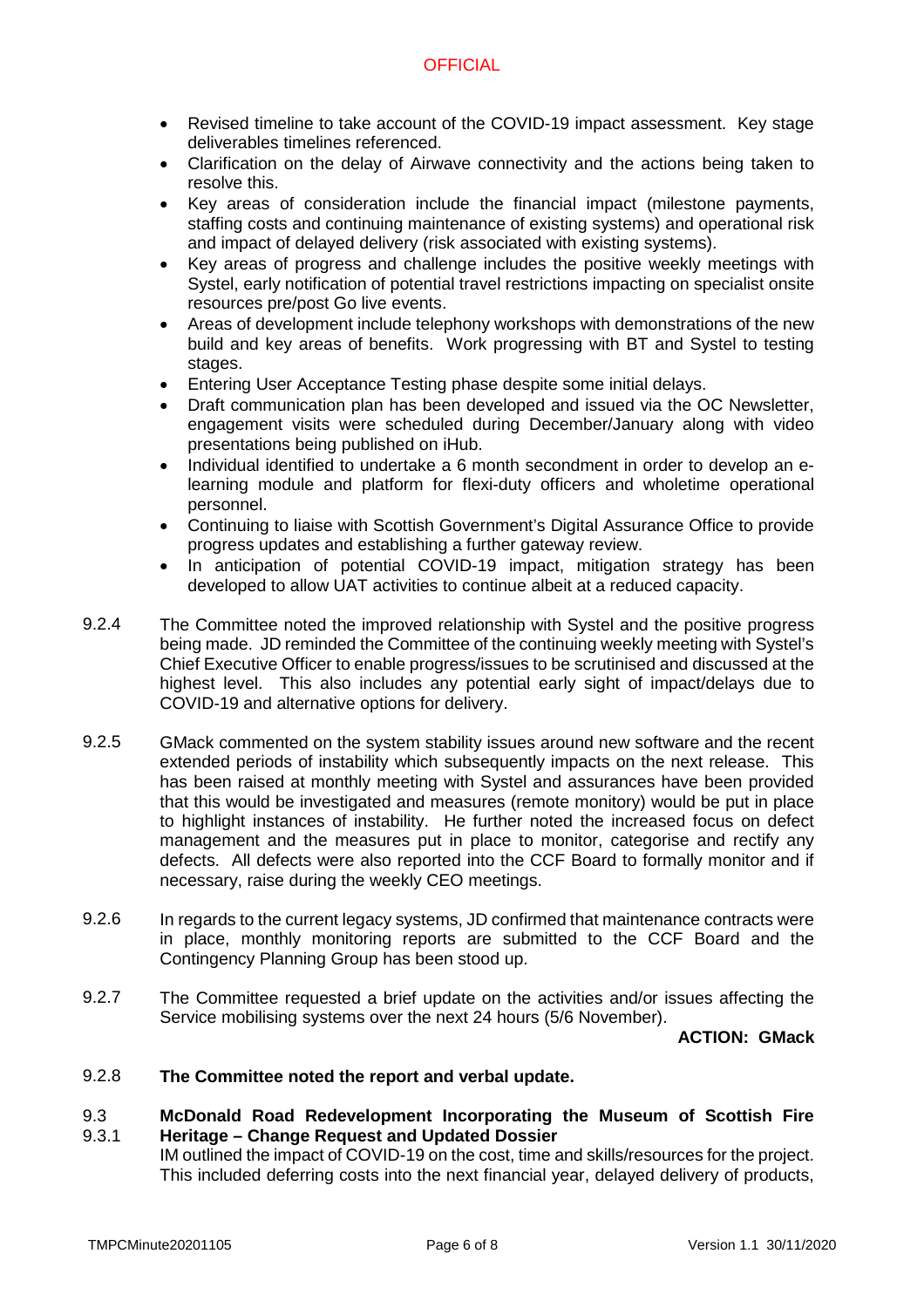- Revised timeline to take account of the COVID-19 impact assessment. Key stage deliverables timelines referenced.
- Clarification on the delay of Airwave connectivity and the actions being taken to resolve this.
- Key areas of consideration include the financial impact (milestone payments, staffing costs and continuing maintenance of existing systems) and operational risk and impact of delayed delivery (risk associated with existing systems).
- Key areas of progress and challenge includes the positive weekly meetings with Systel, early notification of potential travel restrictions impacting on specialist onsite resources pre/post Go live events.
- Areas of development include telephony workshops with demonstrations of the new build and key areas of benefits. Work progressing with BT and Systel to testing stages.
- Entering User Acceptance Testing phase despite some initial delays.
- Draft communication plan has been developed and issued via the OC Newsletter, engagement visits were scheduled during December/January along with video presentations being published on iHub.
- Individual identified to undertake a 6 month secondment in order to develop an e-learning module and platform for flexi-duty officers and wholetime operational personnel.
- Continuing to liaise with Scottish Government's Digital Assurance Office to provide progress updates and establishing a further gateway review.
- In anticipation of potential COVID-19 impact, mitigation strategy has been developed to allow UAT activities to continue albeit at a reduced capacity.

9.2.4 The Committee noted the improved relationship with Systel and the positive progress being made. JD reminded the Committee of the continuing weekly meeting with Systel's Chief Executive Officer to enable progress/issues to be scrutinised and discussed at the highest level. This also includes any potential early sight of impact/delays due to COVID-19 and alternative options for delivery.

9.2.5 GMack commented on the system stability issues around new software and the recent extended periods of instability which subsequently impacts on the next release. This has been raised at monthly meeting with Systel and assurances have been provided that this would be investigated and measures (remote monitory) would be put in place to highlight instances of instability. He further noted the increased focus on defect management and the measures put in place to monitor, categorise and rectify any defects. All defects were also reported into the CCF Board to formally monitor and if necessary, raise during the weekly CEO meetings.

9.2.6 In regards to the current legacy systems, JD confirmed that maintenance contracts were in place, monthly monitoring reports are submitted to the CCF Board and the Contingency Planning Group has been stood up.

9.2.7 The Committee requested a brief update on the activities and/or issues affecting the Service mobilising systems over the next 24 hours (5/6 November).

**ACTION: GMack**

9.2.8 **The Committee noted the report and verbal update.**

9.3 **McDonald Road Redevelopment Incorporating the Museum of Scottish Fire Heritage – Change Request and Updated Dossier**

9.3.1 IM outlined the impact of COVID-19 on the cost, time and skills/resources for the project. This included deferring costs into the next financial year, delayed delivery of products,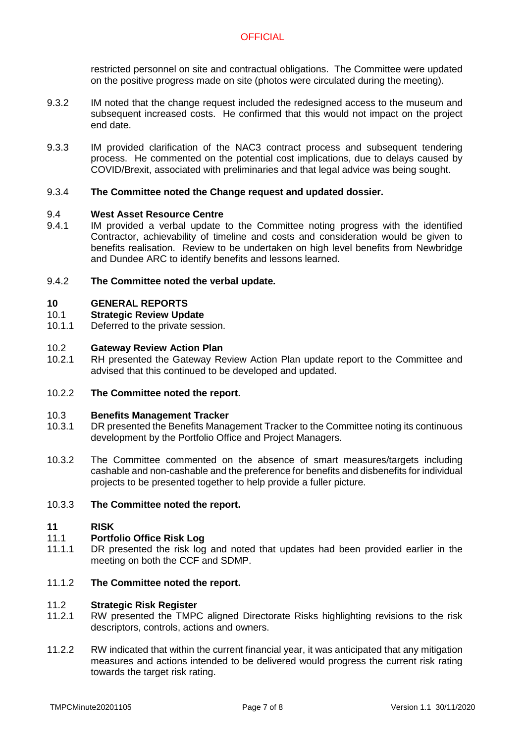restricted personnel on site and contractual obligations. The Committee were updated on the positive progress made on site (photos were circulated during the meeting).

9.3.2 IM noted that the change request included the redesigned access to the museum and subsequent increased costs. He confirmed that this would not impact on the project end date.

9.3.3 IM provided clarification of the NAC3 contract process and subsequent tendering process. He commented on the potential cost implications, due to delays caused by COVID/Brexit, associated with preliminaries and that legal advice was being sought.

9.3.4 **The Committee noted the Change request and updated dossier.**

### 9.4 West Asset Resource Centre

9.4.1 IM provided a verbal update to the Committee noting progress with the identified Contractor, achievability of timeline and costs and consideration would be given to benefits realisation. Review to be undertaken on high level benefits from Newbridge and Dundee ARC to identify benefits and lessons learned.

9.4.2 **The Committee noted the verbal update.**

## 10 GENERAL REPORTS

### 10.1 Strategic Review Update

10.1.1 Deferred to the private session.

### 10.2 Gateway Review Action Plan

10.2.1 RH presented the Gateway Review Action Plan update report to the Committee and advised that this continued to be developed and updated.

10.2.2 **The Committee noted the report.**

### 10.3 Benefits Management Tracker

10.3.1 DR presented the Benefits Management Tracker to the Committee noting its continuous development by the Portfolio Office and Project Managers.

10.3.2 The Committee commented on the absence of smart measures/targets including cashable and non-cashable and the preference for benefits and disbenefits for individual projects to be presented together to help provide a fuller picture.

10.3.3 **The Committee noted the report.**

## 11 RISK

### 11.1 Portfolio Office Risk Log

11.1.1 DR presented the risk log and noted that updates had been provided earlier in the meeting on both the CCF and SDMP.

11.1.2 **The Committee noted the report.**

### 11.2 Strategic Risk Register

11.2.1 RW presented the TMPC aligned Directorate Risks highlighting revisions to the risk descriptors, controls, actions and owners.

11.2.2 RW indicated that within the current financial year, it was anticipated that any mitigation measures and actions intended to be delivered would progress the current risk rating towards the target risk rating.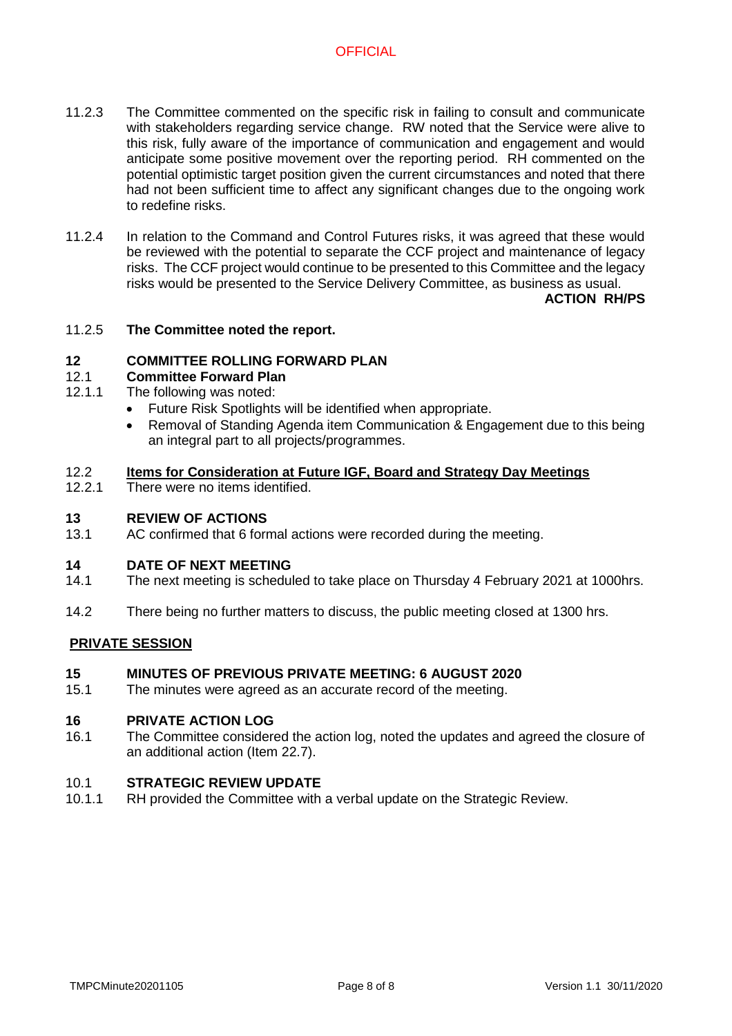11.2.3 The Committee commented on the specific risk in failing to consult and communicate with stakeholders regarding service change. RW noted that the Service were alive to this risk, fully aware of the importance of communication and engagement and would anticipate some positive movement over the reporting period. RH commented on the potential optimistic target position given the current circumstances and noted that there had not been sufficient time to affect any significant changes due to the ongoing work to redefine risks.

11.2.4 In relation to the Command and Control Futures risks, it was agreed that these would be reviewed with the potential to separate the CCF project and maintenance of legacy risks. The CCF project would continue to be presented to this Committee and the legacy risks would be presented to the Service Delivery Committee, as business as usual.

**ACTION RH/PS**

11.2.5 **The Committee noted the report.**

## 12 COMMITTEE ROLLING FORWARD PLAN

### 12.1 Committee Forward Plan

12.1.1 The following was noted:

- Future Risk Spotlights will be identified when appropriate.
- Removal of Standing Agenda item Communication & Engagement due to this being an integral part to all projects/programmes.

### 12.2 Items for Consideration at Future IGF, Board and Strategy Day Meetings

12.2.1 There were no items identified.

## 13 REVIEW OF ACTIONS

13.1 AC confirmed that 6 formal actions were recorded during the meeting.

## 14 DATE OF NEXT MEETING

14.1 The next meeting is scheduled to take place on Thursday 4 February 2021 at 1000hrs.

14.2 There being no further matters to discuss, the public meeting closed at 1300 hrs.

## PRIVATE SESSION

## 15 MINUTES OF PREVIOUS PRIVATE MEETING: 6 AUGUST 2020

15.1 The minutes were agreed as an accurate record of the meeting.

## 16 PRIVATE ACTION LOG

16.1 The Committee considered the action log, noted the updates and agreed the closure of an additional action (Item 22.7).

## 10.1 STRATEGIC REVIEW UPDATE

10.1.1 RH provided the Committee with a verbal update on the Strategic Review.